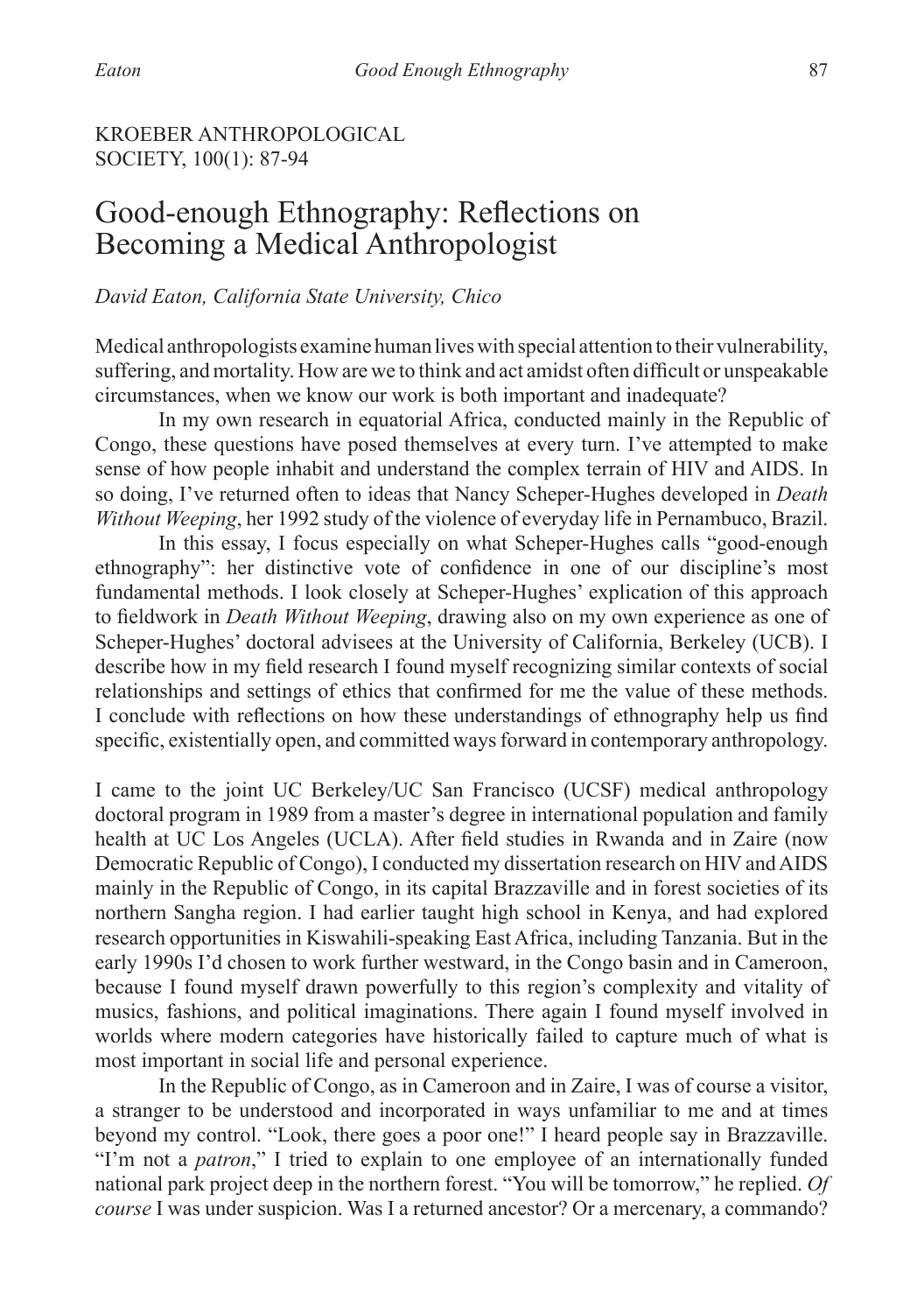KROEBER ANTHROPOLOGICAL SOCIETY, 100(1): 87-94

# Good-enough Ethnography: Reflections on Becoming a Medical Anthropologist

*David Eaton, California State University, Chico*

Medical anthropologists examine human lives with special attention to their vulnerability, suffering, and mortality. How are we to think and act amidst often difficult or unspeakable circumstances, when we know our work is both important and inadequate?

In my own research in equatorial Africa, conducted mainly in the Republic of Congo, these questions have posed themselves at every turn. I've attempted to make sense of how people inhabit and understand the complex terrain of HIV and AIDS. In so doing, I've returned often to ideas that Nancy Scheper-Hughes developed in *Death Without Weeping*, her 1992 study of the violence of everyday life in Pernambuco, Brazil.

In this essay, I focus especially on what Scheper-Hughes calls "good-enough ethnography": her distinctive vote of confidence in one of our discipline's most fundamental methods. I look closely at Scheper-Hughes' explication of this approach to fieldwork in *Death Without Weeping*, drawing also on my own experience as one of Scheper-Hughes' doctoral advisees at the University of California, Berkeley (UCB). I describe how in my field research I found myself recognizing similar contexts of social relationships and settings of ethics that confirmed for me the value of these methods. I conclude with reflections on how these understandings of ethnography help us find specific, existentially open, and committed ways forward in contemporary anthropology.

I came to the joint UC Berkeley/UC San Francisco (UCSF) medical anthropology doctoral program in 1989 from a master's degree in international population and family health at UC Los Angeles (UCLA). After field studies in Rwanda and in Zaire (now Democratic Republic of Congo), I conducted my dissertation research on HIV and AIDS mainly in the Republic of Congo, in its capital Brazzaville and in forest societies of its northern Sangha region. I had earlier taught high school in Kenya, and had explored research opportunities in Kiswahili-speaking East Africa, including Tanzania. But in the early 1990s I'd chosen to work further westward, in the Congo basin and in Cameroon, because I found myself drawn powerfully to this region's complexity and vitality of musics, fashions, and political imaginations. There again I found myself involved in worlds where modern categories have historically failed to capture much of what is most important in social life and personal experience.

In the Republic of Congo, as in Cameroon and in Zaire, I was of course a visitor, a stranger to be understood and incorporated in ways unfamiliar to me and at times beyond my control. "Look, there goes a poor one!" I heard people say in Brazzaville. "I'm not a *patron*," I tried to explain to one employee of an internationally funded national park project deep in the northern forest. "You will be tomorrow," he replied. *Of course* I was under suspicion. Was I a returned ancestor? Or a mercenary, a commando?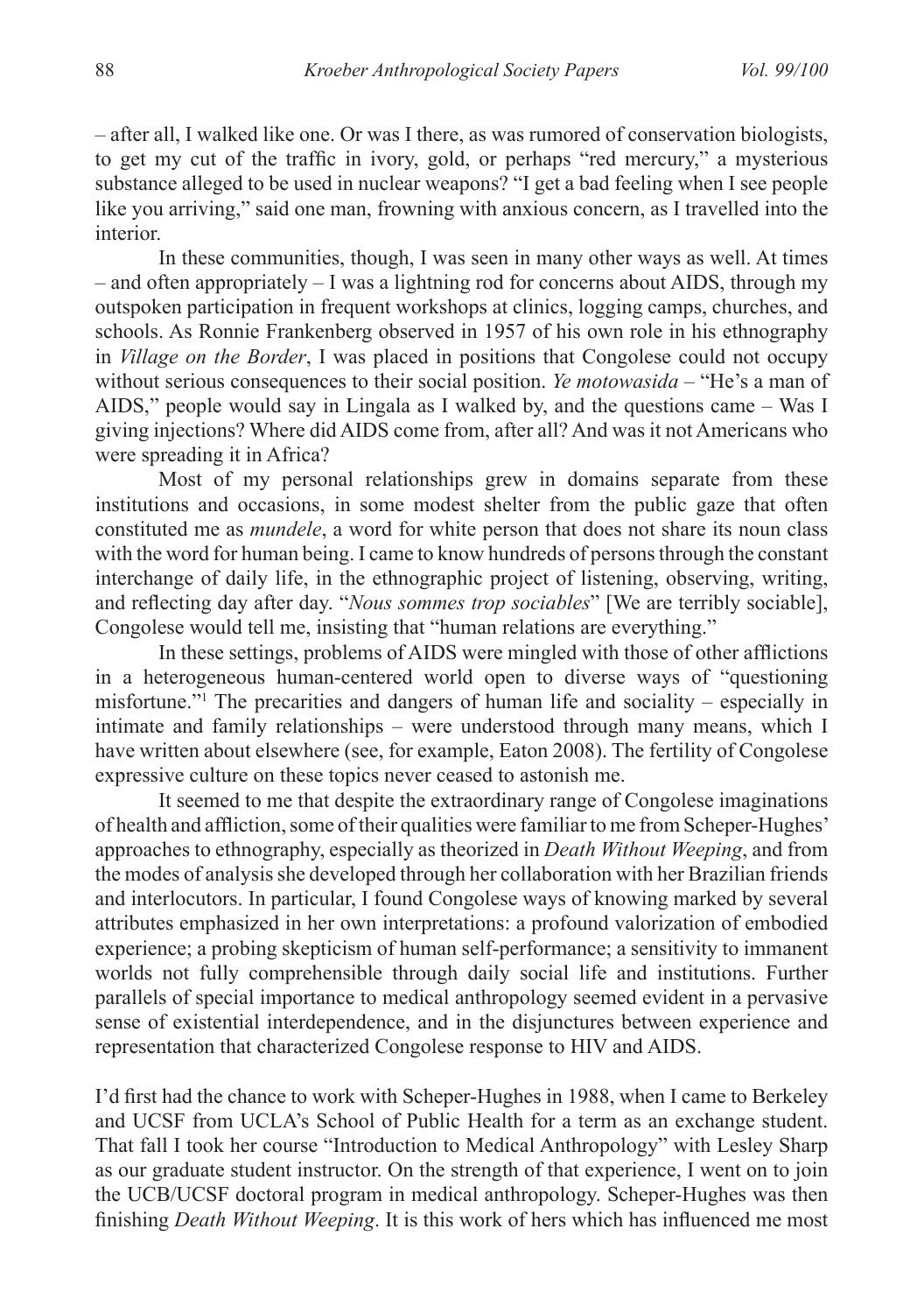– after all, I walked like one. Or was I there, as was rumored of conservation biologists, to get my cut of the traffic in ivory, gold, or perhaps "red mercury," a mysterious substance alleged to be used in nuclear weapons? "I get a bad feeling when I see people like you arriving," said one man, frowning with anxious concern, as I travelled into the interior.

In these communities, though, I was seen in many other ways as well. At times – and often appropriately – I was a lightning rod for concerns about AIDS, through my outspoken participation in frequent workshops at clinics, logging camps, churches, and schools. As Ronnie Frankenberg observed in 1957 of his own role in his ethnography in *Village on the Border*, I was placed in positions that Congolese could not occupy without serious consequences to their social position. *Ye motowasida* – "He's a man of AIDS," people would say in Lingala as I walked by, and the questions came – Was I giving injections? Where did AIDS come from, after all? And was it not Americans who were spreading it in Africa?

Most of my personal relationships grew in domains separate from these institutions and occasions, in some modest shelter from the public gaze that often constituted me as *mundele*, a word for white person that does not share its noun class with the word for human being. I came to know hundreds of persons through the constant interchange of daily life, in the ethnographic project of listening, observing, writing, and reflecting day after day. "*Nous sommes trop sociables*" [We are terribly sociable], Congolese would tell me, insisting that "human relations are everything."

In these settings, problems of AIDS were mingled with those of other afflictions in a heterogeneous human-centered world open to diverse ways of "questioning misfortune."[1] The precarities and dangers of human life and sociality – especially in intimate and family relationships – were understood through many means, which I have written about elsewhere (see, for example, Eaton 2008). The fertility of Congolese expressive culture on these topics never ceased to astonish me.

It seemed to me that despite the extraordinary range of Congolese imaginations of health and affliction, some of their qualities were familiar to me from Scheper-Hughes' approaches to ethnography, especially as theorized in *Death Without Weeping*, and from the modes of analysis she developed through her collaboration with her Brazilian friends and interlocutors. In particular, I found Congolese ways of knowing marked by several attributes emphasized in her own interpretations: a profound valorization of embodied experience; a probing skepticism of human self-performance; a sensitivity to immanent worlds not fully comprehensible through daily social life and institutions. Further parallels of special importance to medical anthropology seemed evident in a pervasive sense of existential interdependence, and in the disjunctures between experience and representation that characterized Congolese response to HIV and AIDS.

I'd first had the chance to work with Scheper-Hughes in 1988, when I came to Berkeley and UCSF from UCLA's School of Public Health for a term as an exchange student. That fall I took her course "Introduction to Medical Anthropology" with Lesley Sharp as our graduate student instructor. On the strength of that experience, I went on to join the UCB/UCSF doctoral program in medical anthropology. Scheper-Hughes was then finishing *Death Without Weeping*. It is this work of hers which has influenced me most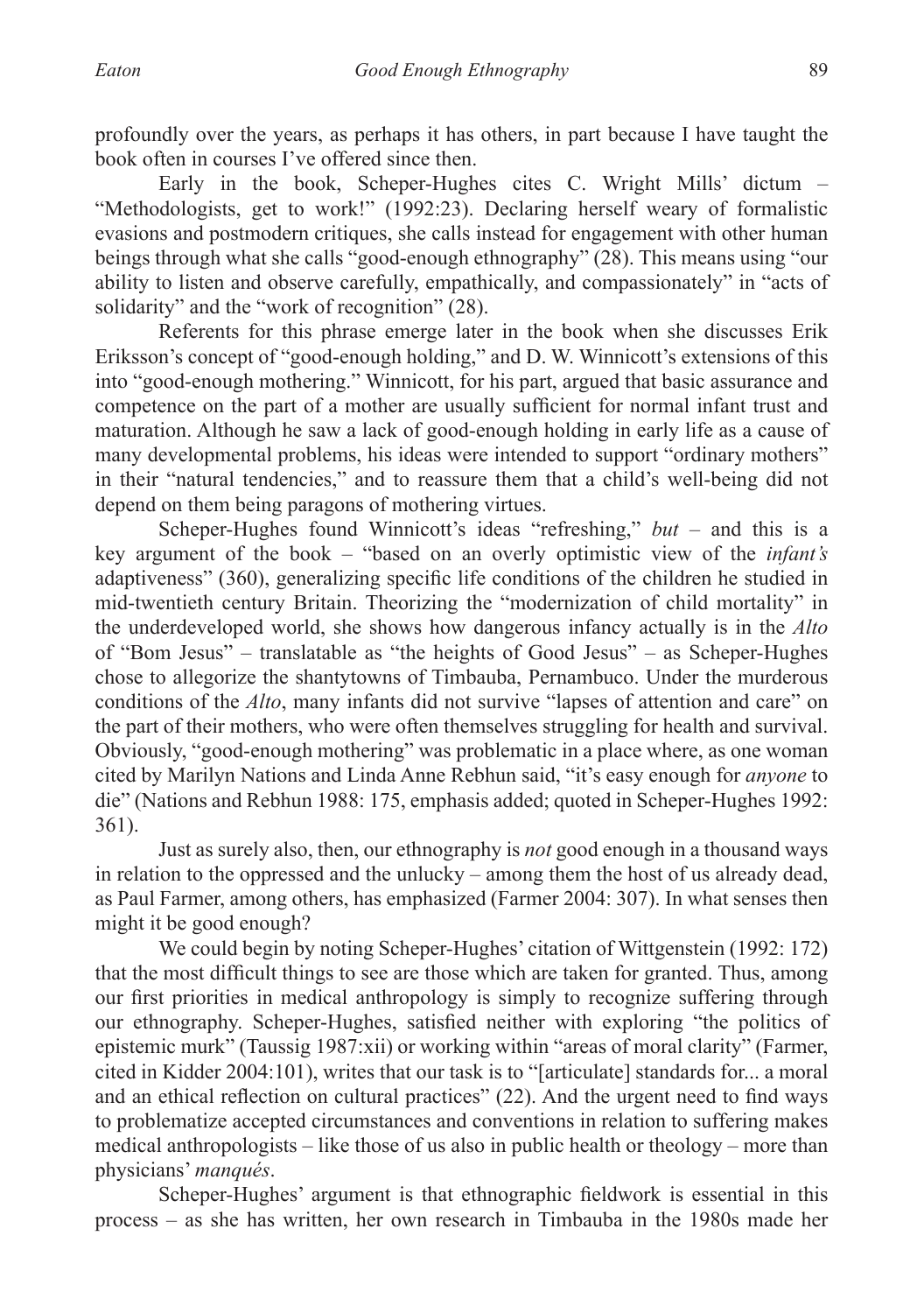profoundly over the years, as perhaps it has others, in part because I have taught the book often in courses I've offered since then.

Early in the book, Scheper-Hughes cites C. Wright Mills' dictum – "Methodologists, get to work!" (1992:23). Declaring herself weary of formalistic evasions and postmodern critiques, she calls instead for engagement with other human beings through what she calls "good-enough ethnography" (28). This means using "our ability to listen and observe carefully, empathically, and compassionately" in "acts of solidarity" and the "work of recognition" (28).

Referents for this phrase emerge later in the book when she discusses Erik Eriksson's concept of "good-enough holding," and D. W. Winnicott's extensions of this into "good-enough mothering." Winnicott, for his part, argued that basic assurance and competence on the part of a mother are usually sufficient for normal infant trust and maturation. Although he saw a lack of good-enough holding in early life as a cause of many developmental problems, his ideas were intended to support "ordinary mothers" in their "natural tendencies," and to reassure them that a child's well-being did not depend on them being paragons of mothering virtues.

Scheper-Hughes found Winnicott's ideas "refreshing," *but* – and this is a key argument of the book – "based on an overly optimistic view of the *infant's* adaptiveness" (360), generalizing specific life conditions of the children he studied in mid-twentieth century Britain. Theorizing the "modernization of child mortality" in the underdeveloped world, she shows how dangerous infancy actually is in the *Alto* of "Bom Jesus" – translatable as "the heights of Good Jesus" – as Scheper-Hughes chose to allegorize the shantytowns of Timbauba, Pernambuco. Under the murderous conditions of the *Alto*, many infants did not survive "lapses of attention and care" on the part of their mothers, who were often themselves struggling for health and survival. Obviously, "good-enough mothering" was problematic in a place where, as one woman cited by Marilyn Nations and Linda Anne Rebhun said, "it's easy enough for *anyone* to die" (Nations and Rebhun 1988: 175, emphasis added; quoted in Scheper-Hughes 1992: 361).

Just as surely also, then, our ethnography is *not* good enough in a thousand ways in relation to the oppressed and the unlucky – among them the host of us already dead, as Paul Farmer, among others, has emphasized (Farmer 2004: 307). In what senses then might it be good enough?

We could begin by noting Scheper-Hughes' citation of Wittgenstein (1992: 172) that the most difficult things to see are those which are taken for granted. Thus, among our first priorities in medical anthropology is simply to recognize suffering through our ethnography. Scheper-Hughes, satisfied neither with exploring "the politics of epistemic murk" (Taussig 1987:xii) or working within "areas of moral clarity" (Farmer, cited in Kidder 2004:101), writes that our task is to "[articulate] standards for... a moral and an ethical reflection on cultural practices" (22). And the urgent need to find ways to problematize accepted circumstances and conventions in relation to suffering makes medical anthropologists – like those of us also in public health or theology – more than physicians' *manqués*.

Scheper-Hughes' argument is that ethnographic fieldwork is essential in this process – as she has written, her own research in Timbauba in the 1980s made her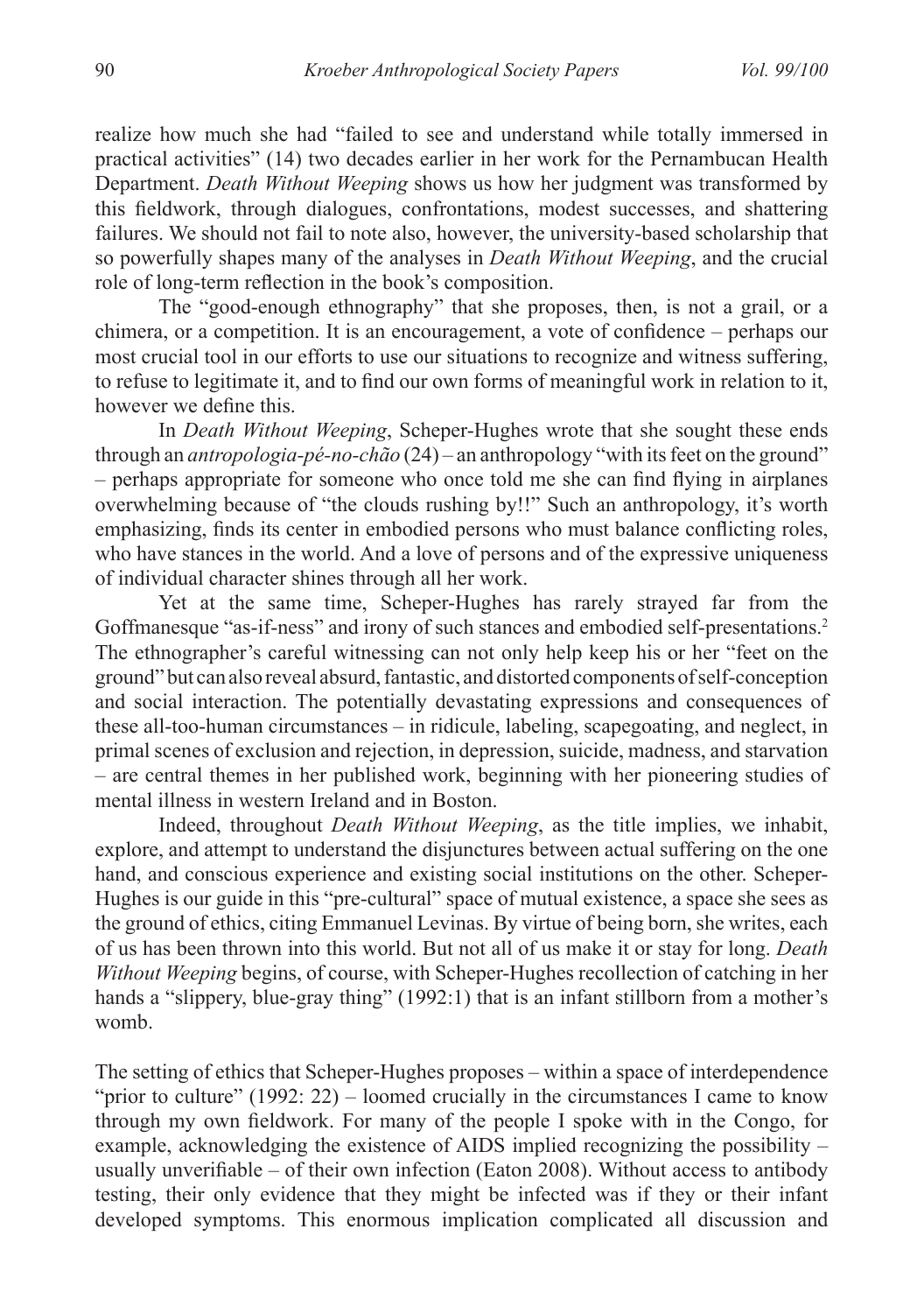realize how much she had "failed to see and understand while totally immersed in practical activities" (14) two decades earlier in her work for the Pernambucan Health Department. *Death Without Weeping* shows us how her judgment was transformed by this fieldwork, through dialogues, confrontations, modest successes, and shattering failures. We should not fail to note also, however, the university-based scholarship that so powerfully shapes many of the analyses in *Death Without Weeping*, and the crucial role of long-term reflection in the book's composition.

The "good-enough ethnography" that she proposes, then, is not a grail, or a chimera, or a competition. It is an encouragement, a vote of confidence – perhaps our most crucial tool in our efforts to use our situations to recognize and witness suffering, to refuse to legitimate it, and to find our own forms of meaningful work in relation to it, however we define this.

In *Death Without Weeping*, Scheper-Hughes wrote that she sought these ends through an *antropologia-pé-no-chão* (24) – an anthropology "with its feet on the ground" – perhaps appropriate for someone who once told me she can find flying in airplanes overwhelming because of "the clouds rushing by!!" Such an anthropology, it's worth emphasizing, finds its center in embodied persons who must balance conflicting roles, who have stances in the world. And a love of persons and of the expressive uniqueness of individual character shines through all her work.

Yet at the same time, Scheper-Hughes has rarely strayed far from the Goffmanesque "as-if-ness" and irony of such stances and embodied self-presentations.[2] The ethnographer's careful witnessing can not only help keep his or her "feet on the ground" but can also reveal absurd, fantastic, and distorted components of self-conception and social interaction. The potentially devastating expressions and consequences of these all-too-human circumstances – in ridicule, labeling, scapegoating, and neglect, in primal scenes of exclusion and rejection, in depression, suicide, madness, and starvation – are central themes in her published work, beginning with her pioneering studies of mental illness in western Ireland and in Boston.

Indeed, throughout *Death Without Weeping*, as the title implies, we inhabit, explore, and attempt to understand the disjunctures between actual suffering on the one hand, and conscious experience and existing social institutions on the other. Scheper-Hughes is our guide in this "pre-cultural" space of mutual existence, a space she sees as the ground of ethics, citing Emmanuel Levinas. By virtue of being born, she writes, each of us has been thrown into this world. But not all of us make it or stay for long. *Death Without Weeping* begins, of course, with Scheper-Hughes recollection of catching in her hands a "slippery, blue-gray thing" (1992:1) that is an infant stillborn from a mother's womb.

The setting of ethics that Scheper-Hughes proposes – within a space of interdependence "prior to culture" (1992: 22) – loomed crucially in the circumstances I came to know through my own fieldwork. For many of the people I spoke with in the Congo, for example, acknowledging the existence of AIDS implied recognizing the possibility – usually unverifiable – of their own infection (Eaton 2008). Without access to antibody testing, their only evidence that they might be infected was if they or their infant developed symptoms. This enormous implication complicated all discussion and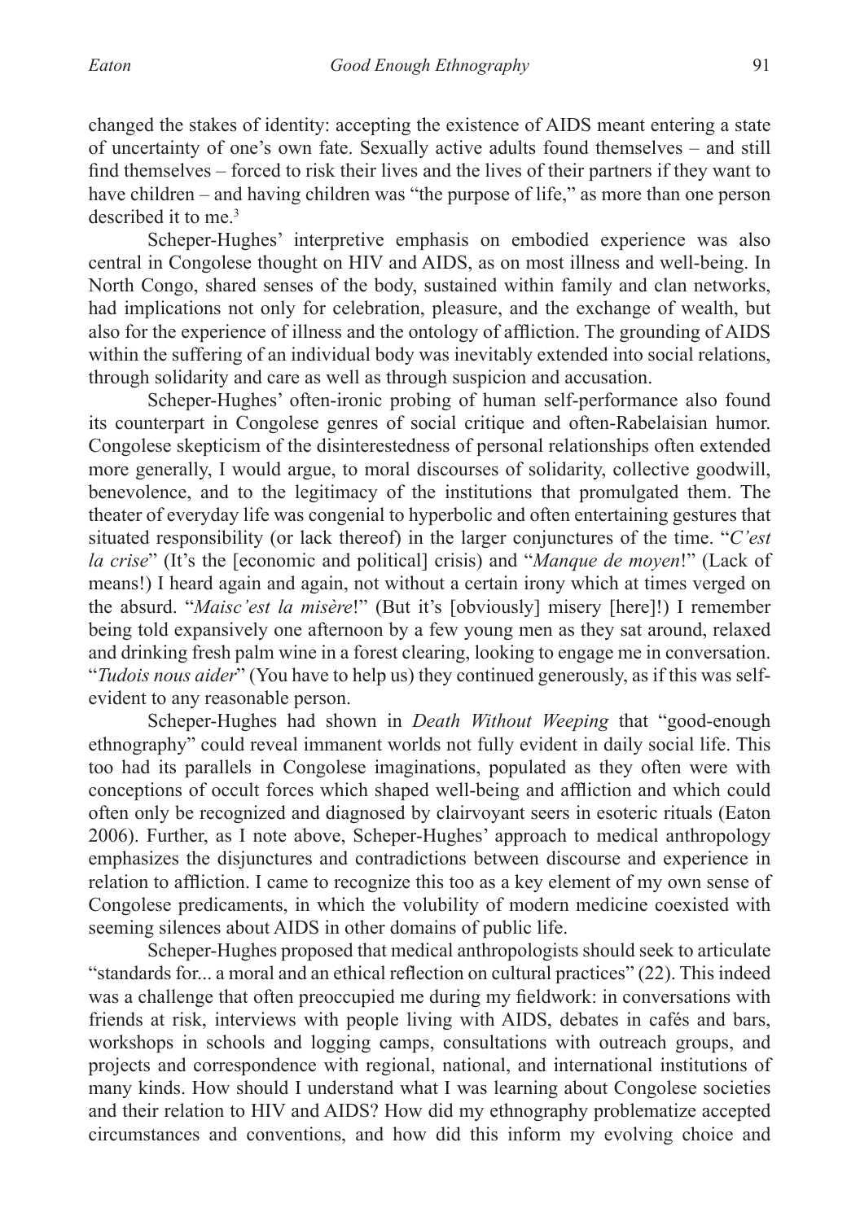changed the stakes of identity: accepting the existence of AIDS meant entering a state of uncertainty of one's own fate. Sexually active adults found themselves – and still find themselves – forced to risk their lives and the lives of their partners if they want to have children – and having children was "the purpose of life," as more than one person described it to me.[3]

Scheper-Hughes' interpretive emphasis on embodied experience was also central in Congolese thought on HIV and AIDS, as on most illness and well-being. In North Congo, shared senses of the body, sustained within family and clan networks, had implications not only for celebration, pleasure, and the exchange of wealth, but also for the experience of illness and the ontology of affliction. The grounding of AIDS within the suffering of an individual body was inevitably extended into social relations, through solidarity and care as well as through suspicion and accusation.

Scheper-Hughes' often-ironic probing of human self-performance also found its counterpart in Congolese genres of social critique and often-Rabelaisian humor. Congolese skepticism of the disinterestedness of personal relationships often extended more generally, I would argue, to moral discourses of solidarity, collective goodwill, benevolence, and to the legitimacy of the institutions that promulgated them. The theater of everyday life was congenial to hyperbolic and often entertaining gestures that situated responsibility (or lack thereof) in the larger conjunctures of the time. "*C'est la crise*" (It's the [economic and political] crisis) and "*Manque de moyen*!" (Lack of means!) I heard again and again, not without a certain irony which at times verged on the absurd. "*Maisc'est la misère*!" (But it's [obviously] misery [here]!) I remember being told expansively one afternoon by a few young men as they sat around, relaxed and drinking fresh palm wine in a forest clearing, looking to engage me in conversation. "*Tudois nous aider*" (You have to help us) they continued generously, as if this was self-evident to any reasonable person.

Scheper-Hughes had shown in *Death Without Weeping* that "good-enough ethnography" could reveal immanent worlds not fully evident in daily social life. This too had its parallels in Congolese imaginations, populated as they often were with conceptions of occult forces which shaped well-being and affliction and which could often only be recognized and diagnosed by clairvoyant seers in esoteric rituals (Eaton 2006). Further, as I note above, Scheper-Hughes' approach to medical anthropology emphasizes the disjunctures and contradictions between discourse and experience in relation to affliction. I came to recognize this too as a key element of my own sense of Congolese predicaments, in which the volubility of modern medicine coexisted with seeming silences about AIDS in other domains of public life.

Scheper-Hughes proposed that medical anthropologists should seek to articulate "standards for... a moral and an ethical reflection on cultural practices" (22). This indeed was a challenge that often preoccupied me during my fieldwork: in conversations with friends at risk, interviews with people living with AIDS, debates in cafés and bars, workshops in schools and logging camps, consultations with outreach groups, and projects and correspondence with regional, national, and international institutions of many kinds. How should I understand what I was learning about Congolese societies and their relation to HIV and AIDS? How did my ethnography problematize accepted circumstances and conventions, and how did this inform my evolving choice and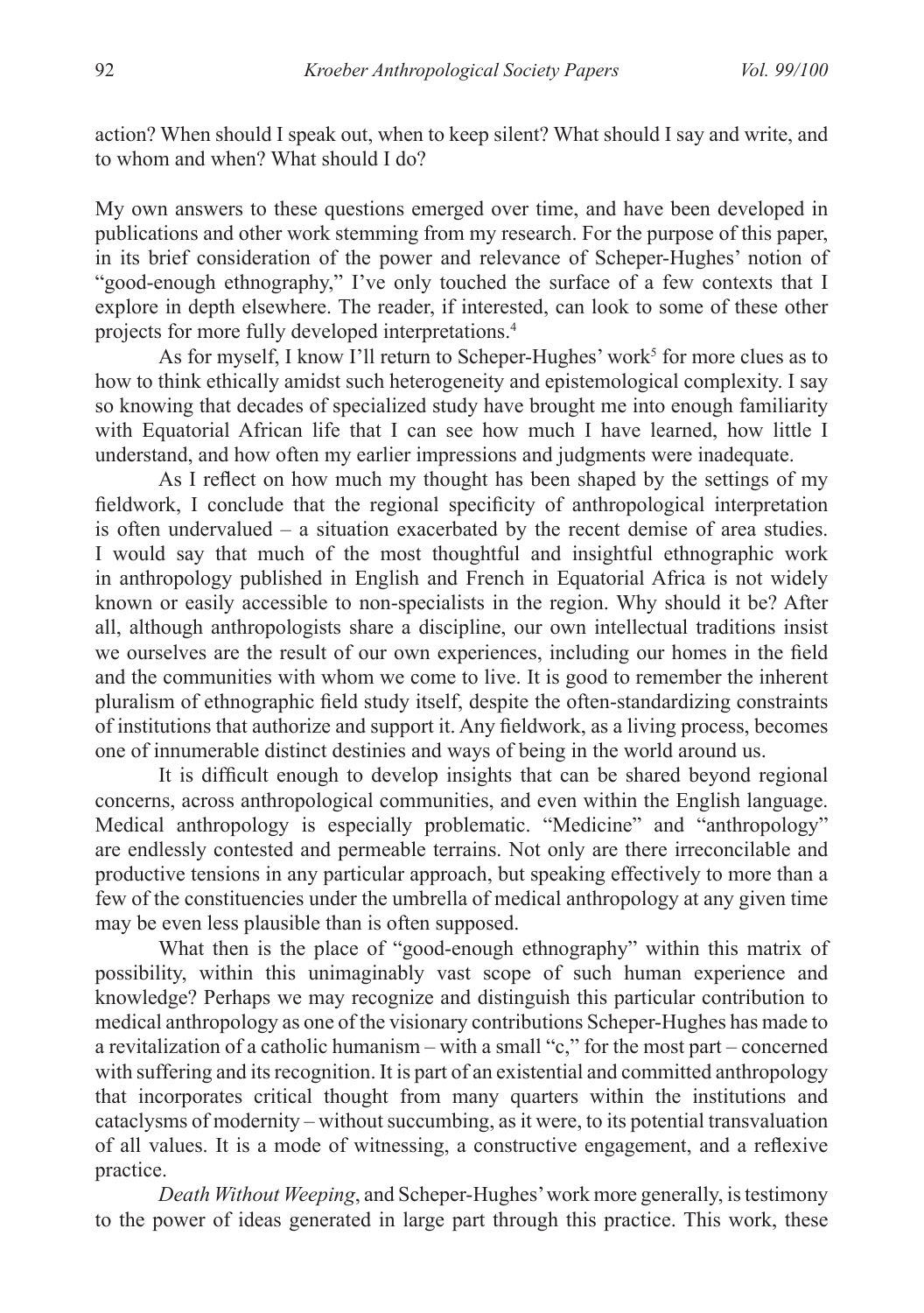action? When should I speak out, when to keep silent? What should I say and write, and to whom and when? What should I do?

My own answers to these questions emerged over time, and have been developed in publications and other work stemming from my research. For the purpose of this paper, in its brief consideration of the power and relevance of Scheper-Hughes' notion of "good-enough ethnography," I've only touched the surface of a few contexts that I explore in depth elsewhere. The reader, if interested, can look to some of these other projects for more fully developed interpretations.[4]

As for myself, I know I'll return to Scheper-Hughes' work[5] for more clues as to how to think ethically amidst such heterogeneity and epistemological complexity. I say so knowing that decades of specialized study have brought me into enough familiarity with Equatorial African life that I can see how much I have learned, how little I understand, and how often my earlier impressions and judgments were inadequate.

As I reflect on how much my thought has been shaped by the settings of my fieldwork, I conclude that the regional specificity of anthropological interpretation is often undervalued – a situation exacerbated by the recent demise of area studies. I would say that much of the most thoughtful and insightful ethnographic work in anthropology published in English and French in Equatorial Africa is not widely known or easily accessible to non-specialists in the region. Why should it be? After all, although anthropologists share a discipline, our own intellectual traditions insist we ourselves are the result of our own experiences, including our homes in the field and the communities with whom we come to live. It is good to remember the inherent pluralism of ethnographic field study itself, despite the often-standardizing constraints of institutions that authorize and support it. Any fieldwork, as a living process, becomes one of innumerable distinct destinies and ways of being in the world around us.

It is difficult enough to develop insights that can be shared beyond regional concerns, across anthropological communities, and even within the English language. Medical anthropology is especially problematic. "Medicine" and "anthropology" are endlessly contested and permeable terrains. Not only are there irreconcilable and productive tensions in any particular approach, but speaking effectively to more than a few of the constituencies under the umbrella of medical anthropology at any given time may be even less plausible than is often supposed.

What then is the place of "good-enough ethnography" within this matrix of possibility, within this unimaginably vast scope of such human experience and knowledge? Perhaps we may recognize and distinguish this particular contribution to medical anthropology as one of the visionary contributions Scheper-Hughes has made to a revitalization of a catholic humanism – with a small "c," for the most part – concerned with suffering and its recognition. It is part of an existential and committed anthropology that incorporates critical thought from many quarters within the institutions and cataclysms of modernity – without succumbing, as it were, to its potential transvaluation of all values. It is a mode of witnessing, a constructive engagement, and a reflexive practice.

*Death Without Weeping*, and Scheper-Hughes' work more generally, is testimony to the power of ideas generated in large part through this practice. This work, these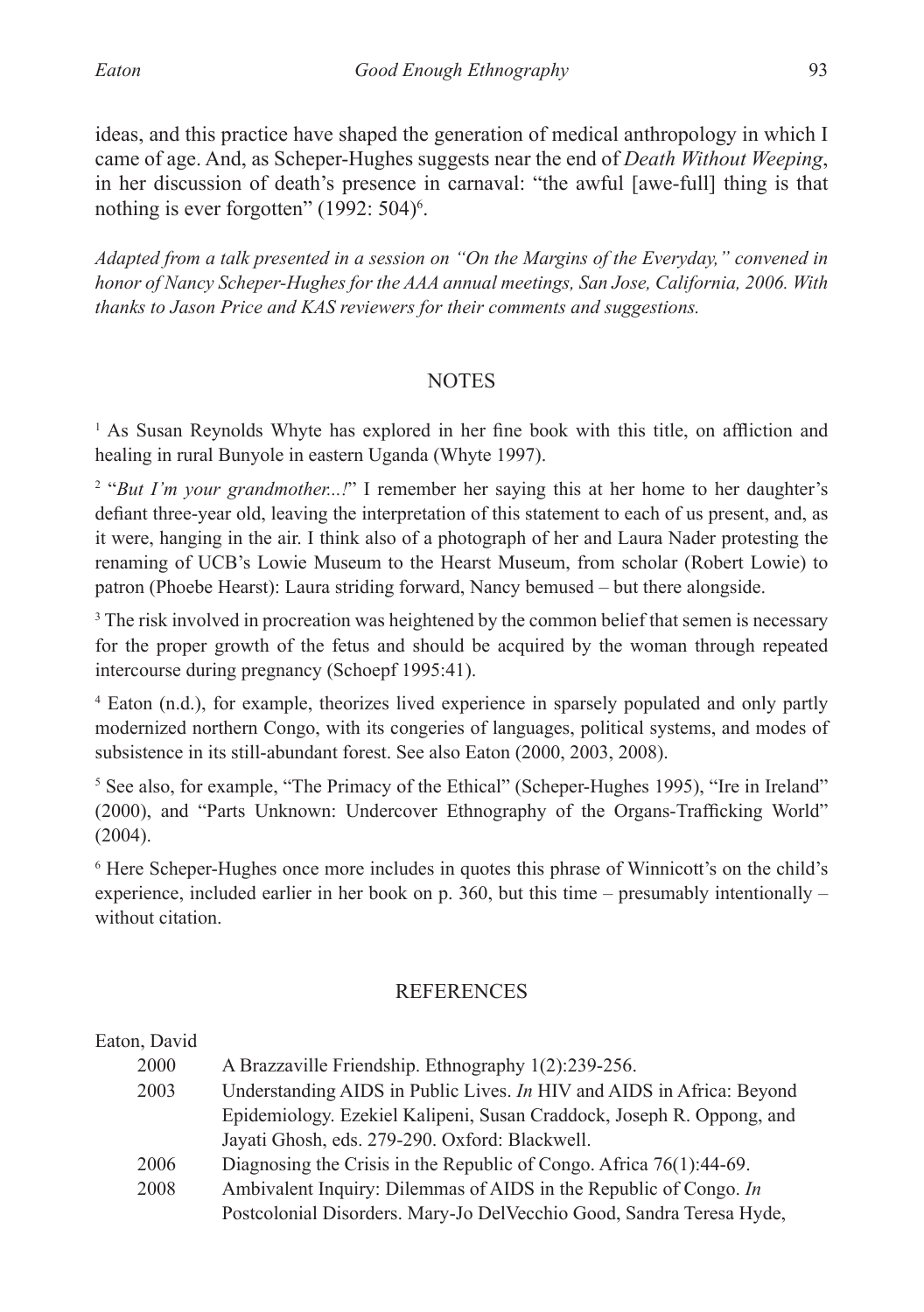ideas, and this practice have shaped the generation of medical anthropology in which I came of age. And, as Scheper-Hughes suggests near the end of *Death Without Weeping*, in her discussion of death's presence in carnaval: "the awful [awe-full] thing is that nothing is ever forgotten" (1992: 504)[6].

*Adapted from a talk presented in a session on "On the Margins of the Everyday," convened in honor of Nancy Scheper-Hughes for the AAA annual meetings, San Jose, California, 2006. With thanks to Jason Price and KAS reviewers for their comments and suggestions.*

## NOTES

[1] As Susan Reynolds Whyte has explored in her fine book with this title, on affliction and healing in rural Bunyole in eastern Uganda (Whyte 1997).

[2] "*But I'm your grandmother...!*" I remember her saying this at her home to her daughter's defiant three-year old, leaving the interpretation of this statement to each of us present, and, as it were, hanging in the air. I think also of a photograph of her and Laura Nader protesting the renaming of UCB's Lowie Museum to the Hearst Museum, from scholar (Robert Lowie) to patron (Phoebe Hearst): Laura striding forward, Nancy bemused – but there alongside.

[3] The risk involved in procreation was heightened by the common belief that semen is necessary for the proper growth of the fetus and should be acquired by the woman through repeated intercourse during pregnancy (Schoepf 1995:41).

[4] Eaton (n.d.), for example, theorizes lived experience in sparsely populated and only partly modernized northern Congo, with its congeries of languages, political systems, and modes of subsistence in its still-abundant forest. See also Eaton (2000, 2003, 2008).

[5] See also, for example, "The Primacy of the Ethical" (Scheper-Hughes 1995), "Ire in Ireland" (2000), and "Parts Unknown: Undercover Ethnography of the Organs-Trafficking World" (2004).

[6] Here Scheper-Hughes once more includes in quotes this phrase of Winnicott's on the child's experience, included earlier in her book on p. 360, but this time – presumably intentionally – without citation.

## REFERENCES

Eaton, David

2000 A Brazzaville Friendship. Ethnography 1(2):239-256.

2003 Understanding AIDS in Public Lives. *In* HIV and AIDS in Africa: Beyond Epidemiology. Ezekiel Kalipeni, Susan Craddock, Joseph R. Oppong, and Jayati Ghosh, eds. 279-290. Oxford: Blackwell.

2006 Diagnosing the Crisis in the Republic of Congo. Africa 76(1):44-69.

2008 Ambivalent Inquiry: Dilemmas of AIDS in the Republic of Congo. *In* Postcolonial Disorders. Mary-Jo DelVecchio Good, Sandra Teresa Hyde,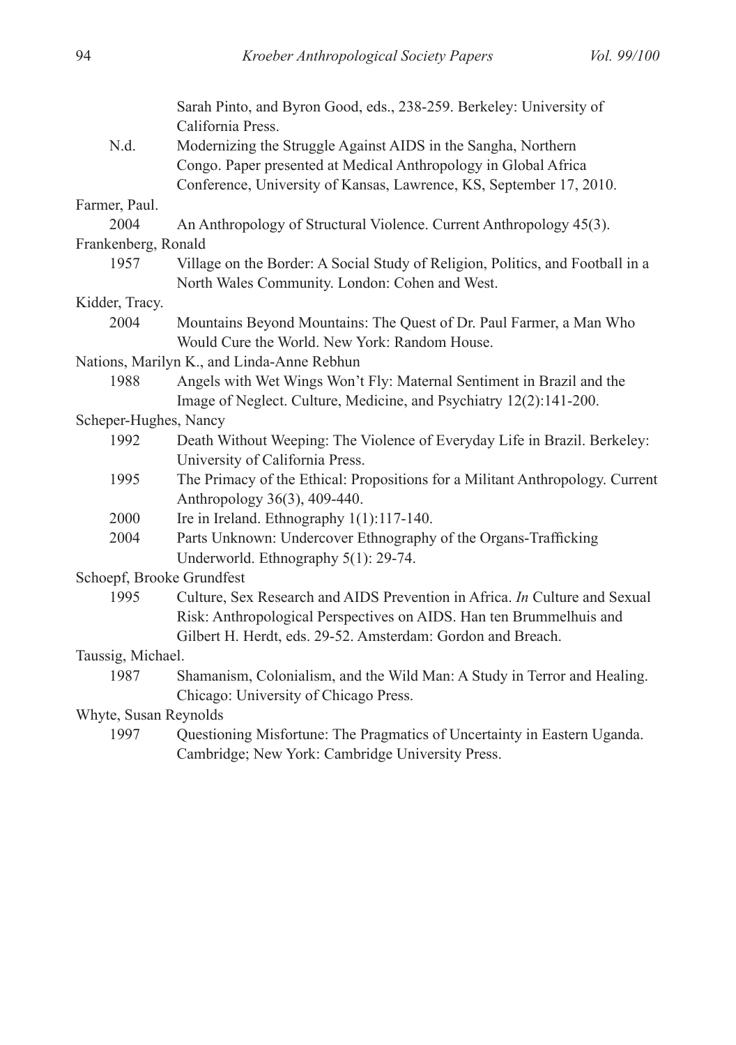Sarah Pinto, and Byron Good, eds., 238-259. Berkeley: University of California Press.

N.d. Modernizing the Struggle Against AIDS in the Sangha, Northern Congo. Paper presented at Medical Anthropology in Global Africa Conference, University of Kansas, Lawrence, KS, September 17, 2010.

Farmer, Paul.

2004 An Anthropology of Structural Violence. Current Anthropology 45(3).

Frankenberg, Ronald

1957 Village on the Border: A Social Study of Religion, Politics, and Football in a North Wales Community. London: Cohen and West.

Kidder, Tracy.

2004 Mountains Beyond Mountains: The Quest of Dr. Paul Farmer, a Man Who Would Cure the World. New York: Random House.

Nations, Marilyn K., and Linda-Anne Rebhun

1988 Angels with Wet Wings Won't Fly: Maternal Sentiment in Brazil and the Image of Neglect. Culture, Medicine, and Psychiatry 12(2):141-200.

Scheper-Hughes, Nancy

1992 Death Without Weeping: The Violence of Everyday Life in Brazil. Berkeley: University of California Press.

1995 The Primacy of the Ethical: Propositions for a Militant Anthropology. Current Anthropology 36(3), 409-440.

2000 Ire in Ireland. Ethnography 1(1):117-140.

2004 Parts Unknown: Undercover Ethnography of the Organs-Trafficking Underworld. Ethnography 5(1): 29-74.

Schoepf, Brooke Grundfest

1995 Culture, Sex Research and AIDS Prevention in Africa. *In* Culture and Sexual Risk: Anthropological Perspectives on AIDS. Han ten Brummelhuis and Gilbert H. Herdt, eds. 29-52. Amsterdam: Gordon and Breach.

Taussig, Michael.

1987 Shamanism, Colonialism, and the Wild Man: A Study in Terror and Healing. Chicago: University of Chicago Press.

Whyte, Susan Reynolds

1997 Questioning Misfortune: The Pragmatics of Uncertainty in Eastern Uganda. Cambridge; New York: Cambridge University Press.